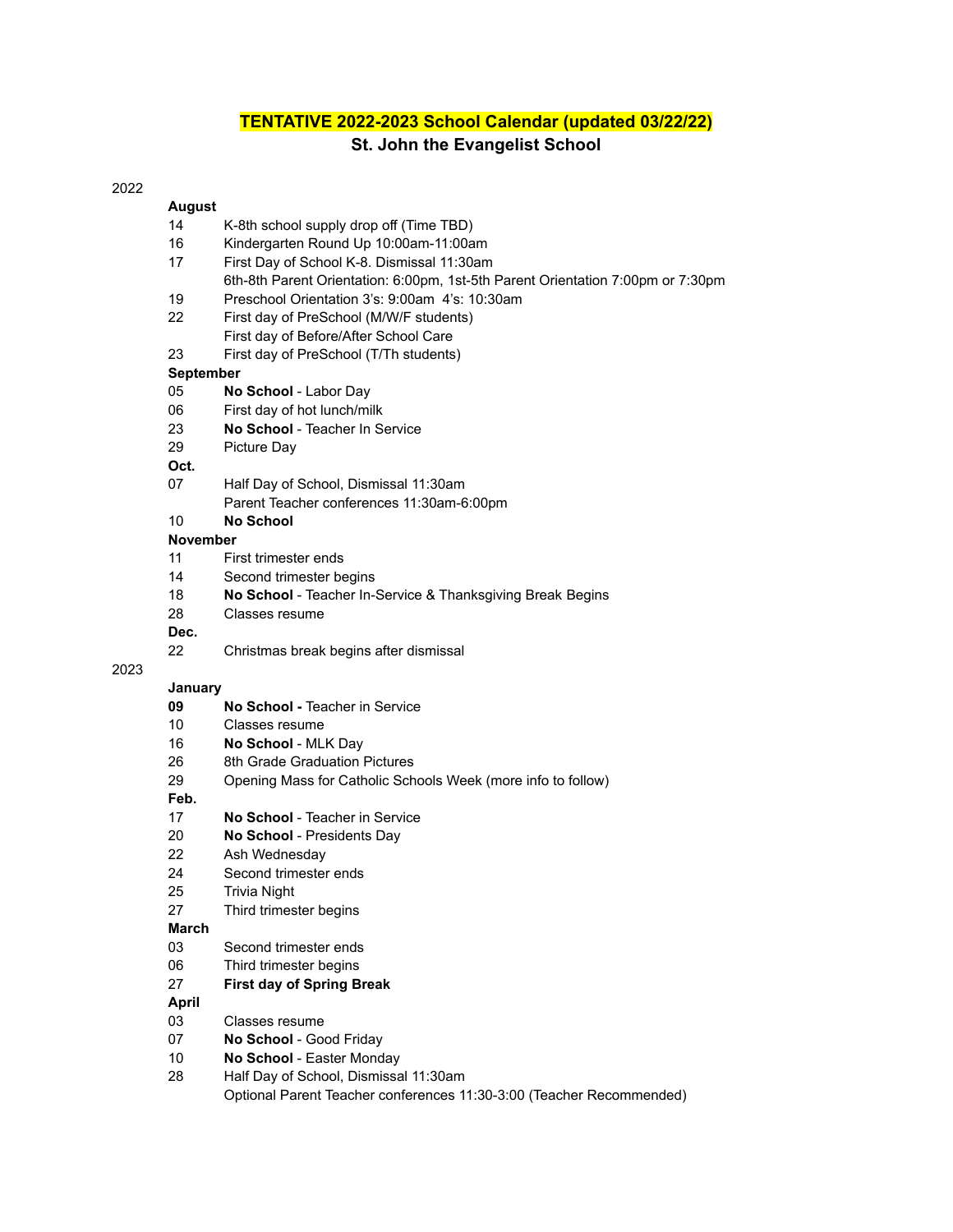# TENTATIVE 2022-2023 School Calendar (updated 03/22/22)

## St. John the Evangelist School

2022

**August**

- 14 K-8th school supply drop off (Time TBD)
- 16 Kindergarten Round Up 10:00am-11:00am
- 17 First Day of School K-8. Dismissal 11:30am
  6th-8th Parent Orientation: 6:00pm, 1st-5th Parent Orientation 7:00pm or 7:30pm
- 19 Preschool Orientation 3's: 9:00am 4's: 10:30am
- 22 First day of PreSchool (M/W/F students)
  First day of Before/After School Care
- 23 First day of PreSchool (T/Th students)

**September**

- 05 **No School** - Labor Day
- 06 First day of hot lunch/milk
- 23 **No School** - Teacher In Service
- 29 Picture Day

**Oct.**

- 07 Half Day of School, Dismissal 11:30am
  Parent Teacher conferences 11:30am-6:00pm
- 10 **No School**

**November**

- 11 First trimester ends
- 14 Second trimester begins
- 18 **No School** - Teacher In-Service & Thanksgiving Break Begins
- 28 Classes resume

**Dec.**

- 22 Christmas break begins after dismissal

2023

**January**

- **09** **No School -** Teacher in Service
- 10 Classes resume
- 16 **No School** - MLK Day
- 26 8th Grade Graduation Pictures
- 29 Opening Mass for Catholic Schools Week (more info to follow)

**Feb.**

- 17 **No School** - Teacher in Service
- 20 **No School** - Presidents Day
- 22 Ash Wednesday
- 24 Second trimester ends
- 25 Trivia Night
- 27 Third trimester begins

**March**

- 03 Second trimester ends
- 06 Third trimester begins
- 27 **First day of Spring Break**

**April**

- 03 Classes resume
- 07 **No School** - Good Friday
- 10 **No School** - Easter Monday
- 28 Half Day of School, Dismissal 11:30am
  Optional Parent Teacher conferences 11:30-3:00 (Teacher Recommended)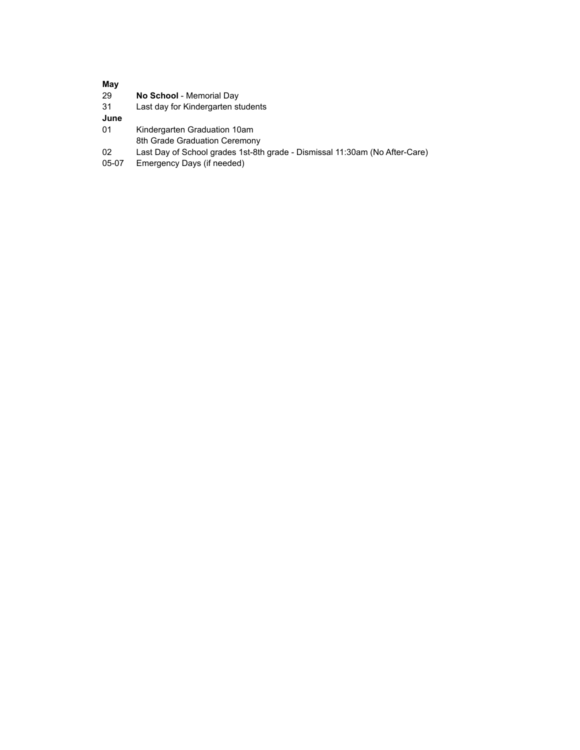**May**

| | |
|---|---|
| 29 | **No School** - Memorial Day |
| 31 | Last day for Kindergarten students |

**June**

| | |
|---|---|
| 01 | Kindergarten Graduation 10am |
| | 8th Grade Graduation Ceremony |
| 02 | Last Day of School grades 1st-8th grade - Dismissal 11:30am (No After-Care) |
| 05-07 | Emergency Days (if needed) |